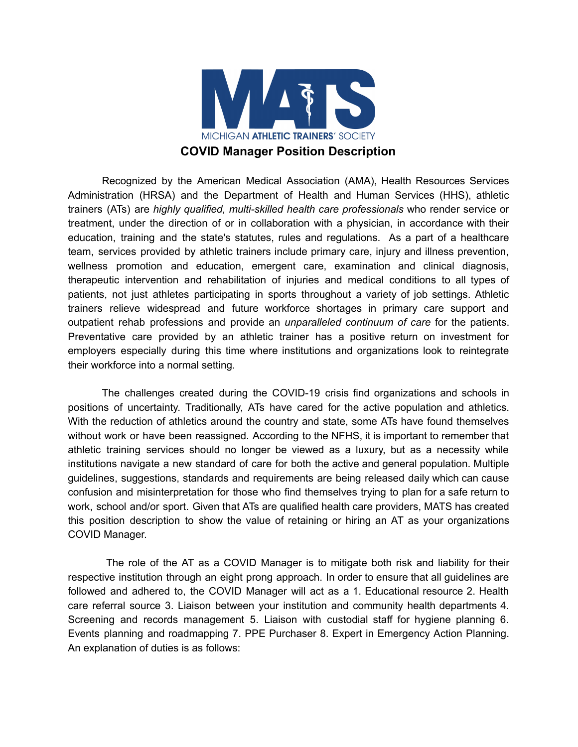MICHIGAN ATHLETIC TRAINERS' SOCIETY

# COVID Manager Position Description

Recognized by the American Medical Association (AMA), Health Resources Services Administration (HRSA) and the Department of Health and Human Services (HHS), athletic trainers (ATs) are *highly qualified, multi-skilled health care professionals* who render service or treatment, under the direction of or in collaboration with a physician, in accordance with their education, training and the state's statutes, rules and regulations. As a part of a healthcare team, services provided by athletic trainers include primary care, injury and illness prevention, wellness promotion and education, emergent care, examination and clinical diagnosis, therapeutic intervention and rehabilitation of injuries and medical conditions to all types of patients, not just athletes participating in sports throughout a variety of job settings. Athletic trainers relieve widespread and future workforce shortages in primary care support and outpatient rehab professions and provide an *unparalleled continuum of care* for the patients. Preventative care provided by an athletic trainer has a positive return on investment for employers especially during this time where institutions and organizations look to reintegrate their workforce into a normal setting.

The challenges created during the COVID-19 crisis find organizations and schools in positions of uncertainty. Traditionally, ATs have cared for the active population and athletics. With the reduction of athletics around the country and state, some ATs have found themselves without work or have been reassigned. According to the NFHS, it is important to remember that athletic training services should no longer be viewed as a luxury, but as a necessity while institutions navigate a new standard of care for both the active and general population. Multiple guidelines, suggestions, standards and requirements are being released daily which can cause confusion and misinterpretation for those who find themselves trying to plan for a safe return to work, school and/or sport. Given that ATs are qualified health care providers, MATS has created this position description to show the value of retaining or hiring an AT as your organizations COVID Manager.

The role of the AT as a COVID Manager is to mitigate both risk and liability for their respective institution through an eight prong approach. In order to ensure that all guidelines are followed and adhered to, the COVID Manager will act as a 1. Educational resource 2. Health care referral source 3. Liaison between your institution and community health departments 4. Screening and records management 5. Liaison with custodial staff for hygiene planning 6. Events planning and roadmapping 7. PPE Purchaser 8. Expert in Emergency Action Planning. An explanation of duties is as follows: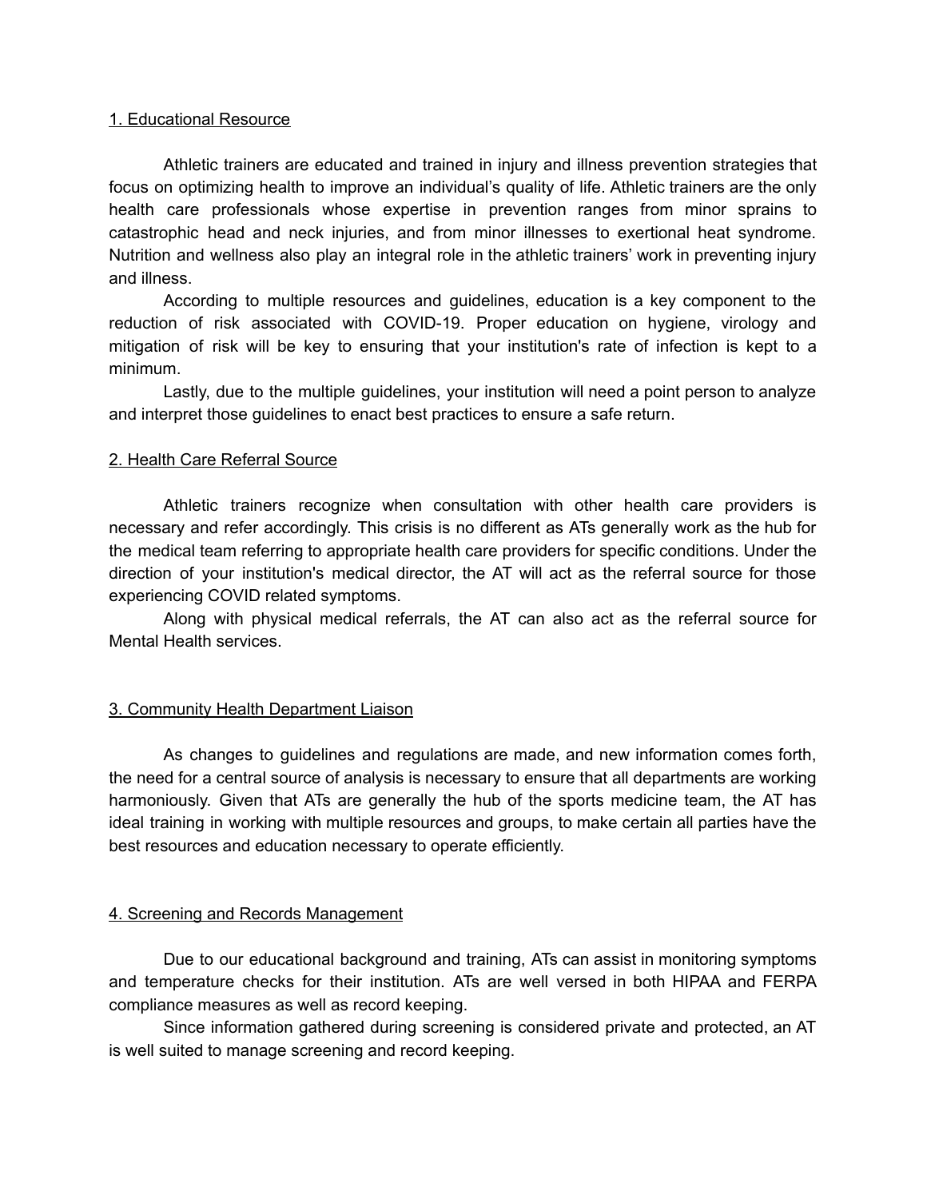<u>1. Educational Resource</u>

Athletic trainers are educated and trained in injury and illness prevention strategies that focus on optimizing health to improve an individual's quality of life. Athletic trainers are the only health care professionals whose expertise in prevention ranges from minor sprains to catastrophic head and neck injuries, and from minor illnesses to exertional heat syndrome. Nutrition and wellness also play an integral role in the athletic trainers' work in preventing injury and illness.

According to multiple resources and guidelines, education is a key component to the reduction of risk associated with COVID-19. Proper education on hygiene, virology and mitigation of risk will be key to ensuring that your institution's rate of infection is kept to a minimum.

Lastly, due to the multiple guidelines, your institution will need a point person to analyze and interpret those guidelines to enact best practices to ensure a safe return.

<u>2. Health Care Referral Source</u>

Athletic trainers recognize when consultation with other health care providers is necessary and refer accordingly. This crisis is no different as ATs generally work as the hub for the medical team referring to appropriate health care providers for specific conditions. Under the direction of your institution's medical director, the AT will act as the referral source for those experiencing COVID related symptoms.

Along with physical medical referrals, the AT can also act as the referral source for Mental Health services.

<u>3. Community Health Department Liaison</u>

As changes to guidelines and regulations are made, and new information comes forth, the need for a central source of analysis is necessary to ensure that all departments are working harmoniously. Given that ATs are generally the hub of the sports medicine team, the AT has ideal training in working with multiple resources and groups, to make certain all parties have the best resources and education necessary to operate efficiently.

<u>4. Screening and Records Management</u>

Due to our educational background and training, ATs can assist in monitoring symptoms and temperature checks for their institution. ATs are well versed in both HIPAA and FERPA compliance measures as well as record keeping.

Since information gathered during screening is considered private and protected, an AT is well suited to manage screening and record keeping.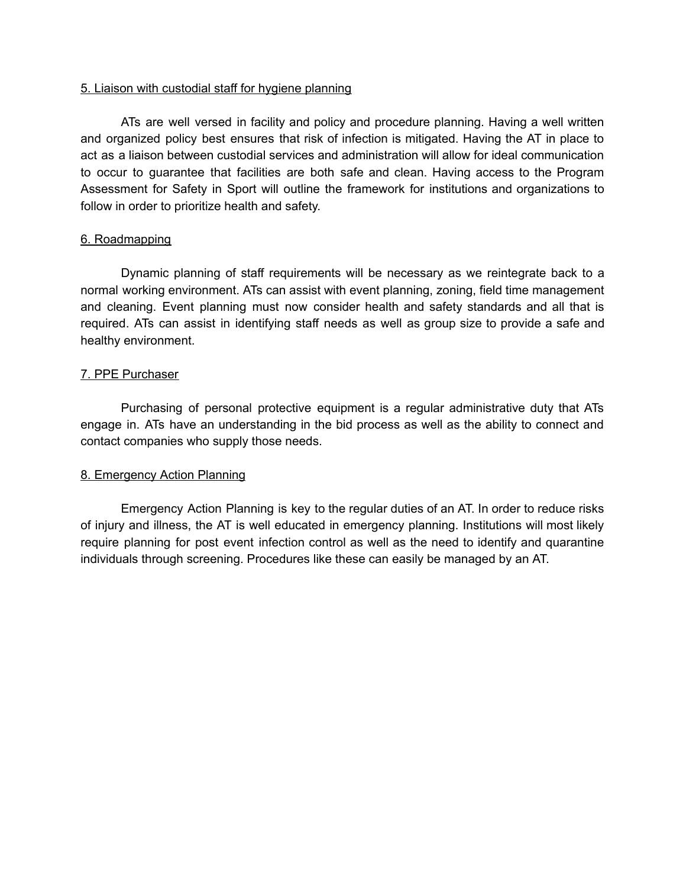5. Liaison with custodial staff for hygiene planning

ATs are well versed in facility and policy and procedure planning. Having a well written and organized policy best ensures that risk of infection is mitigated. Having the AT in place to act as a liaison between custodial services and administration will allow for ideal communication to occur to guarantee that facilities are both safe and clean. Having access to the Program Assessment for Safety in Sport will outline the framework for institutions and organizations to follow in order to prioritize health and safety.

6. Roadmapping

Dynamic planning of staff requirements will be necessary as we reintegrate back to a normal working environment. ATs can assist with event planning, zoning, field time management and cleaning. Event planning must now consider health and safety standards and all that is required. ATs can assist in identifying staff needs as well as group size to provide a safe and healthy environment.

7. PPE Purchaser

Purchasing of personal protective equipment is a regular administrative duty that ATs engage in. ATs have an understanding in the bid process as well as the ability to connect and contact companies who supply those needs.

8. Emergency Action Planning

Emergency Action Planning is key to the regular duties of an AT. In order to reduce risks of injury and illness, the AT is well educated in emergency planning. Institutions will most likely require planning for post event infection control as well as the need to identify and quarantine individuals through screening. Procedures like these can easily be managed by an AT.